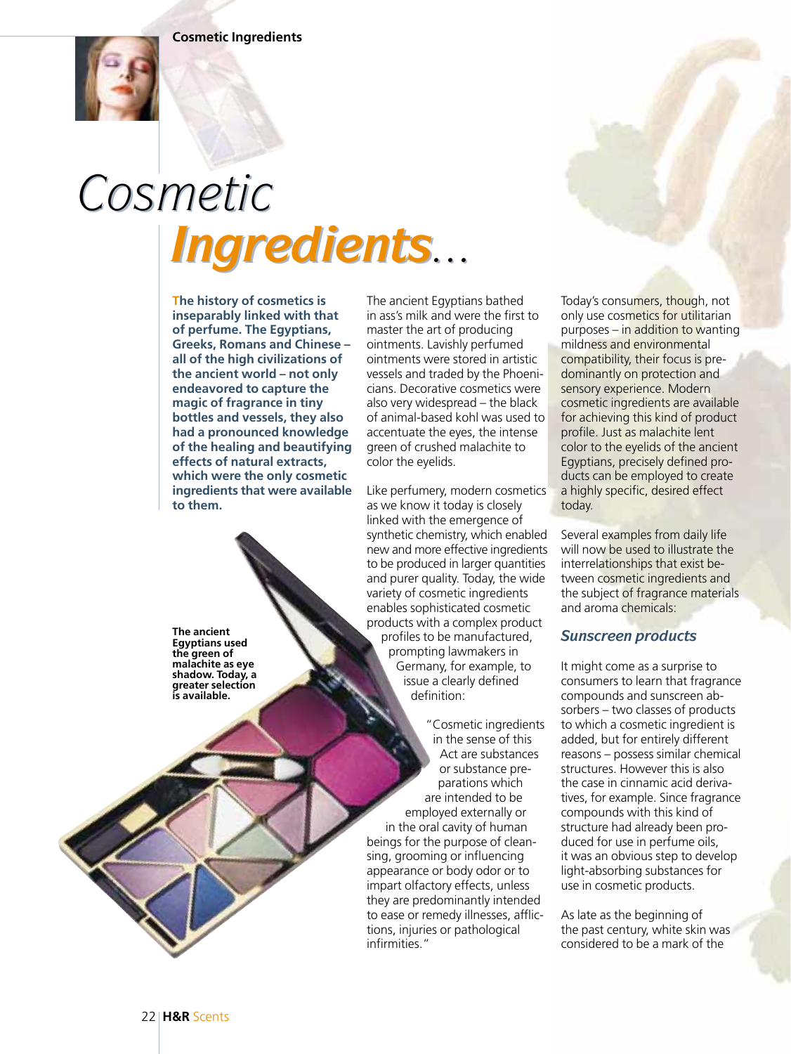# Cosmetic Ingredients…

**The history of cosmetics is inseparably linked with that of perfume. The Egyptians, Greeks, Romans and Chinese – all of the high civilizations of the ancient world – not only endeavored to capture the magic of fragrance in tiny bottles and vessels, they also had a pronounced knowledge of the healing and beautifying effects of natural extracts, which were the only cosmetic ingredients that were available to them.**

**The ancient Egyptians used the green of malachite as eye shadow. Today, a greater selection is available.**

The ancient Egyptians bathed in ass's milk and were the first to master the art of producing ointments. Lavishly perfumed ointments were stored in artistic vessels and traded by the Phoenicians. Decorative cosmetics were also very widespread – the black of animal-based kohl was used to accentuate the eyes, the intense green of crushed malachite to color the eyelids.

Like perfumery, modern cosmetics as we know it today is closely linked with the emergence of synthetic chemistry, which enabled new and more effective ingredients to be produced in larger quantities and purer quality. Today, the wide variety of cosmetic ingredients enables sophisticated cosmetic products with a complex product profiles to be manufactured, prompting lawmakers in Germany, for example, to issue a clearly defined definition:

"Cosmetic ingredients in the sense of this Act are substances or substance preparations which are intended to be employed externally or in the oral cavity of human beings for the purpose of cleansing, grooming or influencing appearance or body odor or to impart olfactory effects, unless they are predominantly intended to ease or remedy illnesses, afflictions, injuries or pathological infirmities."

Today's consumers, though, not only use cosmetics for utilitarian purposes – in addition to wanting mildness and environmental compatibility, their focus is predominantly on protection and sensory experience. Modern cosmetic ingredients are available for achieving this kind of product profile. Just as malachite lent color to the eyelids of the ancient Egyptians, precisely defined products can be employed to create a highly specific, desired effect today.

Several examples from daily life will now be used to illustrate the interrelationships that exist between cosmetic ingredients and the subject of fragrance materials and aroma chemicals:

## *Sunscreen products*

It might come as a surprise to consumers to learn that fragrance compounds and sunscreen absorbers – two classes of products to which a cosmetic ingredient is added, but for entirely different reasons – possess similar chemical structures. However this is also the case in cinnamic acid derivatives, for example. Since fragrance compounds with this kind of structure had already been produced for use in perfume oils, it was an obvious step to develop light-absorbing substances for use in cosmetic products.

As late as the beginning of the past century, white skin was considered to be a mark of the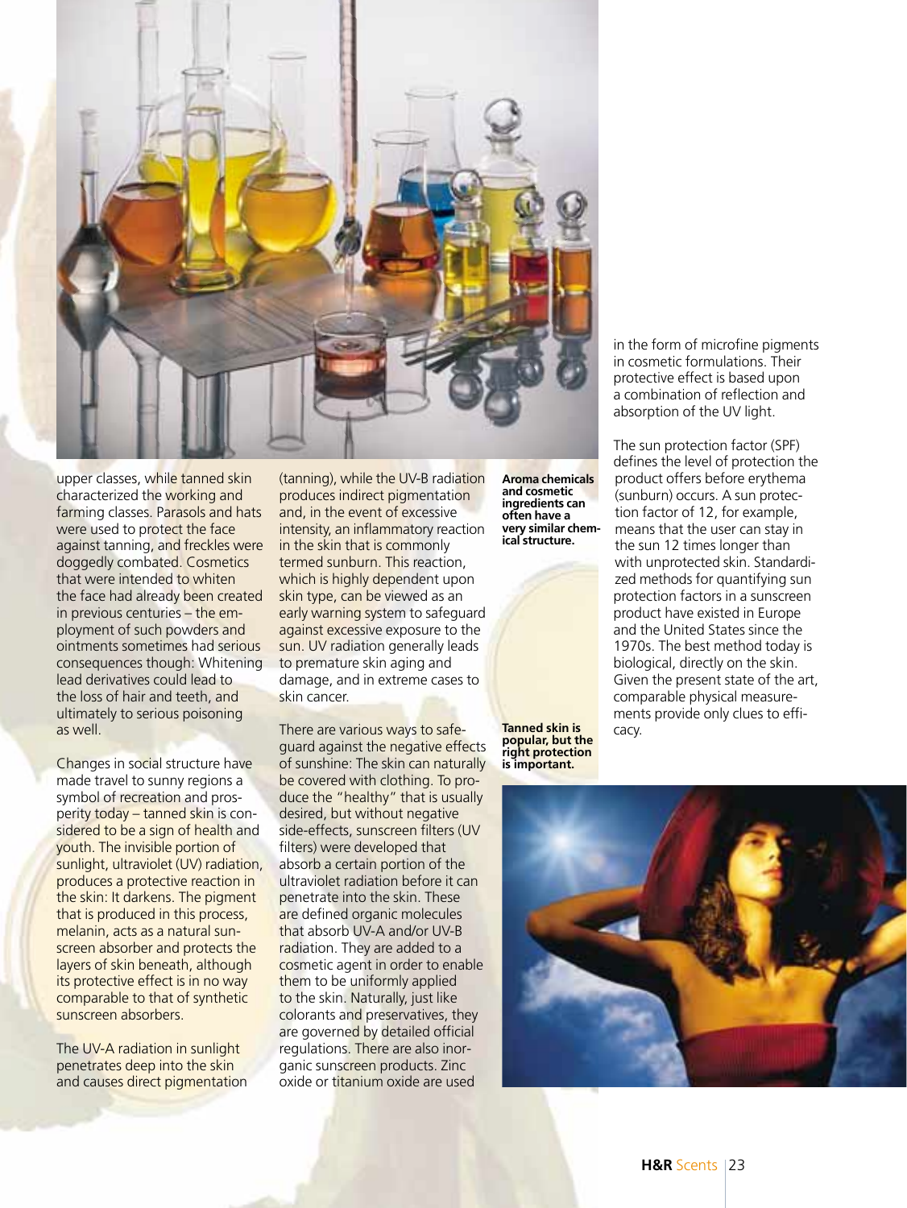upper classes, while tanned skin characterized the working and farming classes. Parasols and hats were used to protect the face against tanning, and freckles were doggedly combated. Cosmetics that were intended to whiten the face had already been created in previous centuries – the employment of such powders and ointments sometimes had serious consequences though: Whitening lead derivatives could lead to the loss of hair and teeth, and ultimately to serious poisoning as well.

Changes in social structure have made travel to sunny regions a symbol of recreation and prosperity today – tanned skin is considered to be a sign of health and youth. The invisible portion of sunlight, ultraviolet (UV) radiation, produces a protective reaction in the skin: It darkens. The pigment that is produced in this process, melanin, acts as a natural sunscreen absorber and protects the layers of skin beneath, although its protective effect is in no way comparable to that of synthetic sunscreen absorbers.

The UV-A radiation in sunlight penetrates deep into the skin and causes direct pigmentation (tanning), while the UV-B radiation produces indirect pigmentation and, in the event of excessive intensity, an inflammatory reaction in the skin that is commonly termed sunburn. This reaction, which is highly dependent upon skin type, can be viewed as an early warning system to safeguard against excessive exposure to the sun. UV radiation generally leads to premature skin aging and damage, and in extreme cases to skin cancer.

There are various ways to safeguard against the negative effects of sunshine: The skin can naturally be covered with clothing. To produce the "healthy" that is usually desired, but without negative side-effects, sunscreen filters (UV filters) were developed that absorb a certain portion of the ultraviolet radiation before it can penetrate into the skin. These are defined organic molecules that absorb UV-A and/or UV-B radiation. They are added to a cosmetic agent in order to enable them to be uniformly applied to the skin. Naturally, just like colorants and preservatives, they are governed by detailed official regulations. There are also inorganic sunscreen products. Zinc oxide or titanium oxide are used in the form of microfine pigments in cosmetic formulations. Their protective effect is based upon a combination of reflection and absorption of the UV light.

The sun protection factor (SPF) defines the level of protection the product offers before erythema (sunburn) occurs. A sun protection factor of 12, for example, means that the user can stay in the sun 12 times longer than with unprotected skin. Standardized methods for quantifying sun protection factors in a sunscreen product have existed in Europe and the United States since the 1970s. The best method today is biological, directly on the skin. Given the present state of the art, comparable physical measurements provide only clues to efficacy.

**Aroma chemicals and cosmetic ingredients can often have a very similar chemical structure.**

**Tanned skin is popular, but the right protection is important.**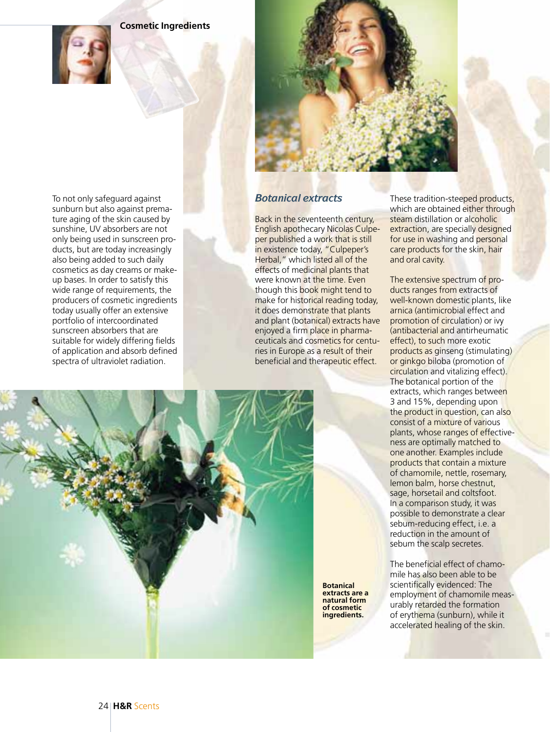To not only safeguard against sunburn but also against premature aging of the skin caused by sunshine, UV absorbers are not only being used in sunscreen products, but are today increasingly also being added to such daily cosmetics as day creams or make-up bases. In order to satisfy this wide range of requirements, the producers of cosmetic ingredients today usually offer an extensive portfolio of intercoordinated sunscreen absorbers that are suitable for widely differing fields of application and absorb defined spectra of ultraviolet radiation.

## *Botanical extracts*

Back in the seventeenth century, English apothecary Nicolas Culpeper published a work that is still in existence today, "Culpeper's Herbal," which listed all of the effects of medicinal plants that were known at the time. Even though this book might tend to make for historical reading today, it does demonstrate that plants and plant (botanical) extracts have enjoyed a firm place in pharmaceuticals and cosmetics for centuries in Europe as a result of their beneficial and therapeutic effect.

These tradition-steeped products, which are obtained either through steam distillation or alcoholic extraction, are specially designed for use in washing and personal care products for the skin, hair and oral cavity.

The extensive spectrum of products ranges from extracts of well-known domestic plants, like arnica (antimicrobial effect and promotion of circulation) or ivy (antibacterial and antirheumatic effect), to such more exotic products as ginseng (stimulating) or ginkgo biloba (promotion of circulation and vitalizing effect). The botanical portion of the extracts, which ranges between 3 and 15%, depending upon the product in question, can also consist of a mixture of various plants, whose ranges of effectiveness are optimally matched to one another. Examples include products that contain a mixture of chamomile, nettle, rosemary, lemon balm, horse chestnut, sage, horsetail and coltsfoot. In a comparison study, it was possible to demonstrate a clear sebum-reducing effect, i.e. a reduction in the amount of sebum the scalp secretes.

The beneficial effect of chamomile has also been able to be scientifically evidenced: The employment of chamomile measurably retarded the formation of erythema (sunburn), while it accelerated healing of the skin.

**Botanical extracts are a natural form of cosmetic ingredients.**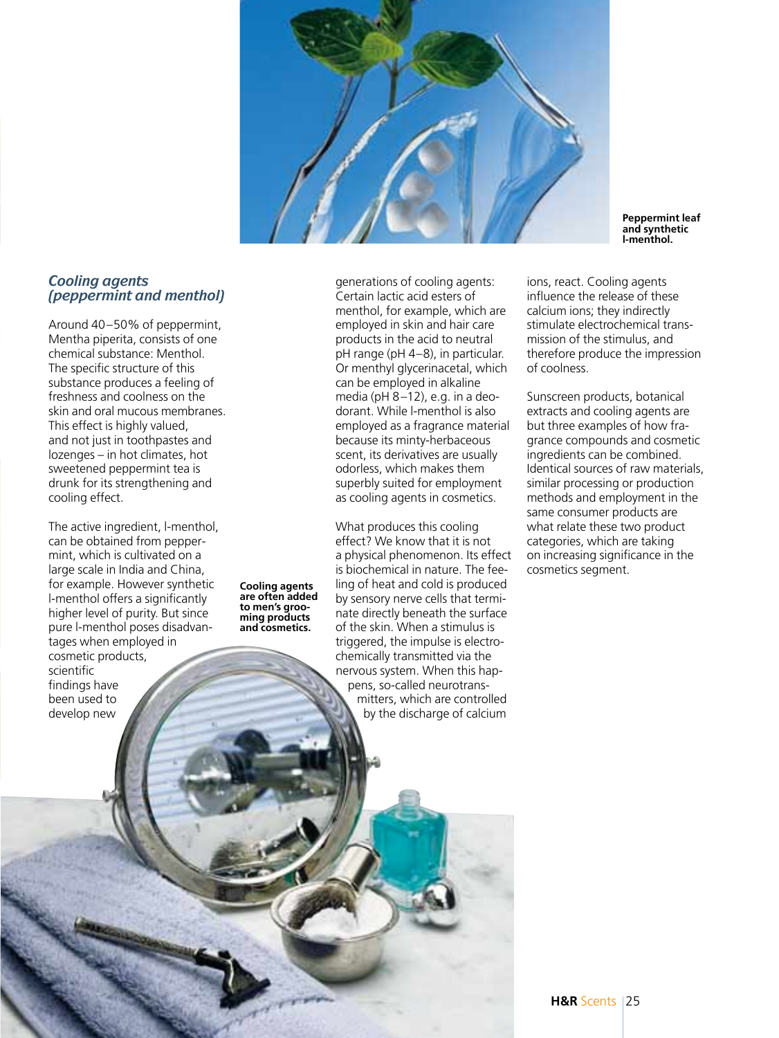## *Cooling agents (peppermint and menthol)*

Around 40–50% of peppermint, Mentha piperita, consists of one chemical substance: Menthol. The specific structure of this substance produces a feeling of freshness and coolness on the skin and oral mucous membranes. This effect is highly valued, and not just in toothpastes and lozenges – in hot climates, hot sweetened peppermint tea is drunk for its strengthening and cooling effect.

The active ingredient, l-menthol, can be obtained from peppermint, which is cultivated on a large scale in India and China, for example. However synthetic l-menthol offers a significantly higher level of purity. But since pure l-menthol poses disadvantages when employed in cosmetic products, scientific findings have been used to develop new generations of cooling agents: Certain lactic acid esters of menthol, for example, which are employed in skin and hair care products in the acid to neutral pH range (pH 4–8), in particular. Or menthyl glycerinacetal, which can be employed in alkaline media (pH 8–12), e.g. in a deodorant. While l-menthol is also employed as a fragrance material because its minty-herbaceous scent, its derivatives are usually odorless, which makes them superbly suited for employment as cooling agents in cosmetics.

What produces this cooling effect? We know that it is not a physical phenomenon. Its effect is biochemical in nature. The feeling of heat and cold is produced by sensory nerve cells that terminate directly beneath the surface of the skin. When a stimulus is triggered, the impulse is electrochemically transmitted via the nervous system. When this happens, so-called neurotransmitters, which are controlled by the discharge of calcium ions, react. Cooling agents influence the release of these calcium ions; they indirectly stimulate electrochemical transmission of the stimulus, and therefore produce the impression of coolness.

Sunscreen products, botanical extracts and cooling agents are but three examples of how fragrance compounds and cosmetic ingredients can be combined. Identical sources of raw materials, similar processing or production methods and employment in the same consumer products are what relate these two product categories, which are taking on increasing significance in the cosmetics segment.

**Peppermint leaf and synthetic l-menthol.**

**Cooling agents are often added to men's grooming products and cosmetics.**